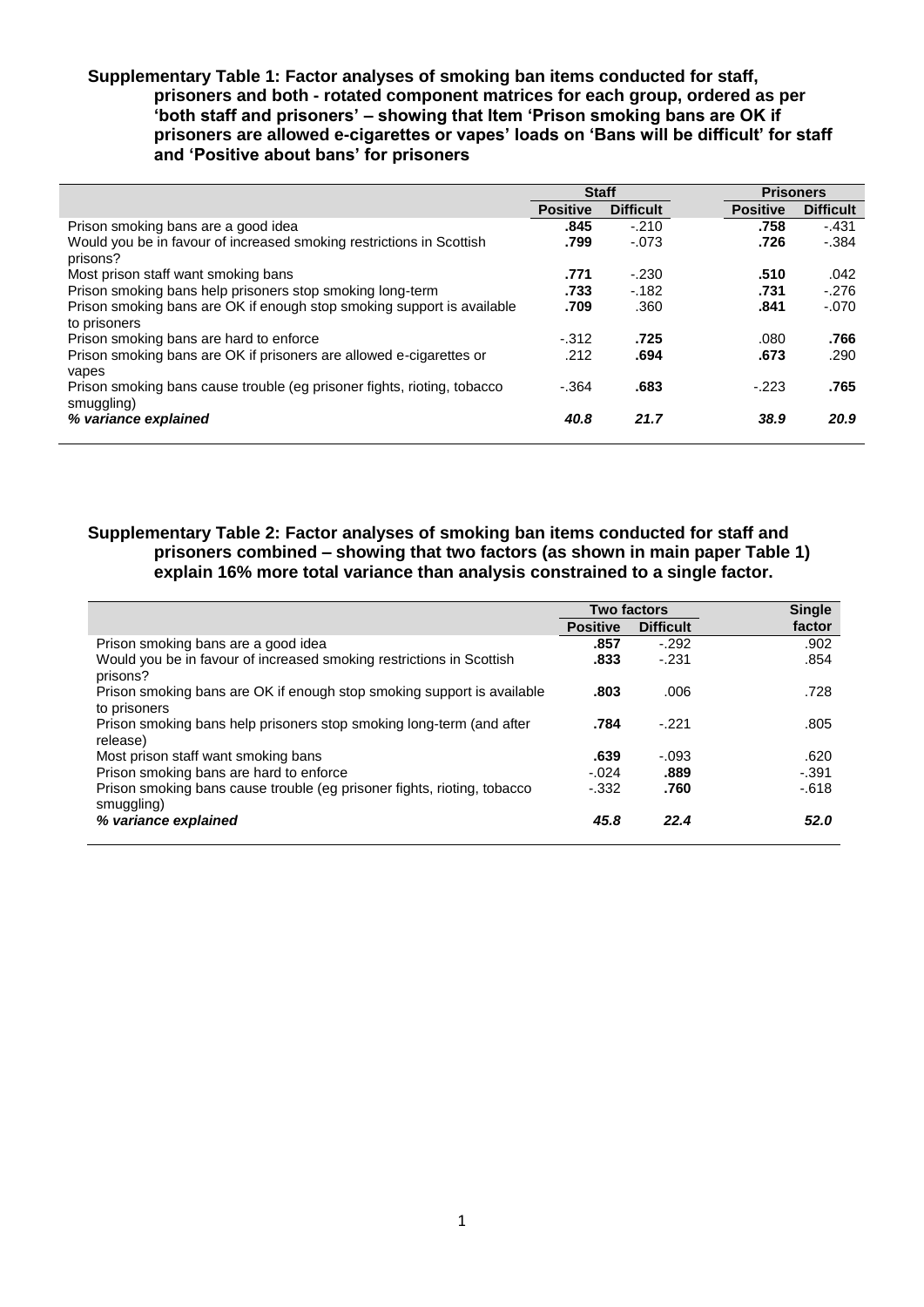**Supplementary Table 1: Factor analyses of smoking ban items conducted for staff, prisoners and both - rotated component matrices for each group, ordered as per 'both staff and prisoners' – showing that Item 'Prison smoking bans are OK if prisoners are allowed e-cigarettes or vapes' loads on 'Bans will be difficult' for staff and 'Positive about bans' for prisoners**

| | Staff | | Prisoners | |
|---|---|---|---|---|
| | **Positive** | **Difficult** | **Positive** | **Difficult** |
| Prison smoking bans are a good idea | **.845** | -.210 | **.758** | -.431 |
| Would you be in favour of increased smoking restrictions in Scottish prisons? | **.799** | -.073 | **.726** | -.384 |
| Most prison staff want smoking bans | **.771** | -.230 | **.510** | .042 |
| Prison smoking bans help prisoners stop smoking long-term | **.733** | -.182 | **.731** | -.276 |
| Prison smoking bans are OK if enough stop smoking support is available to prisoners | **.709** | .360 | **.841** | -.070 |
| Prison smoking bans are hard to enforce | -.312 | **.725** | .080 | **.766** |
| Prison smoking bans are OK if prisoners are allowed e-cigarettes or vapes | .212 | **.694** | **.673** | .290 |
| Prison smoking bans cause trouble (eg prisoner fights, rioting, tobacco smuggling) | -.364 | **.683** | -.223 | **.765** |
| ***% variance explained*** | ***40.8*** | ***21.7*** | ***38.9*** | ***20.9*** |

**Supplementary Table 2: Factor analyses of smoking ban items conducted for staff and prisoners combined – showing that two factors (as shown in main paper Table 1) explain 16% more total variance than analysis constrained to a single factor.**

| | Two factors | | Single |
|---|---|---|---|
| | **Positive** | **Difficult** | **factor** |
| Prison smoking bans are a good idea | **.857** | -.292 | .902 |
| Would you be in favour of increased smoking restrictions in Scottish prisons? | **.833** | -.231 | .854 |
| Prison smoking bans are OK if enough stop smoking support is available to prisoners | **.803** | .006 | .728 |
| Prison smoking bans help prisoners stop smoking long-term (and after release) | **.784** | -.221 | .805 |
| Most prison staff want smoking bans | **.639** | -.093 | .620 |
| Prison smoking bans are hard to enforce | -.024 | **.889** | -.391 |
| Prison smoking bans cause trouble (eg prisoner fights, rioting, tobacco smuggling) | -.332 | **.760** | -.618 |
| ***% variance explained*** | ***45.8*** | ***22.4*** | ***52.0*** |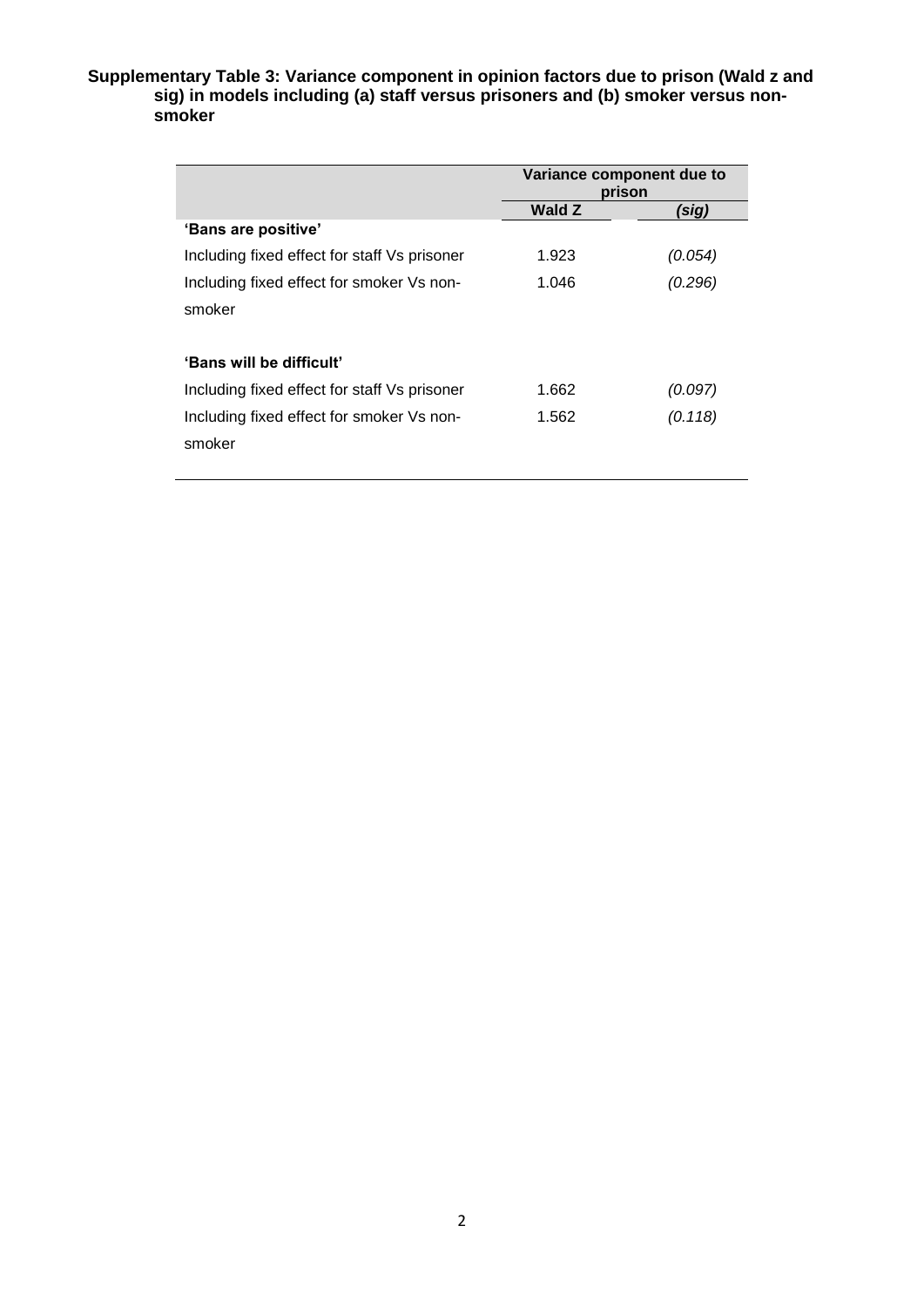**Supplementary Table 3: Variance component in opinion factors due to prison (Wald z and sig) in models including (a) staff versus prisoners and (b) smoker versus non-smoker**

| | Variance component due to prison | |
|---|---|---|
| | **Wald Z** | ***(sig)*** |
| **'Bans are positive'** | | |
| Including fixed effect for staff Vs prisoner | 1.923 | *(0.054)* |
| Including fixed effect for smoker Vs non-smoker | 1.046 | *(0.296)* |
| **'Bans will be difficult'** | | |
| Including fixed effect for staff Vs prisoner | 1.662 | *(0.097)* |
| Including fixed effect for smoker Vs non-smoker | 1.562 | *(0.118)* |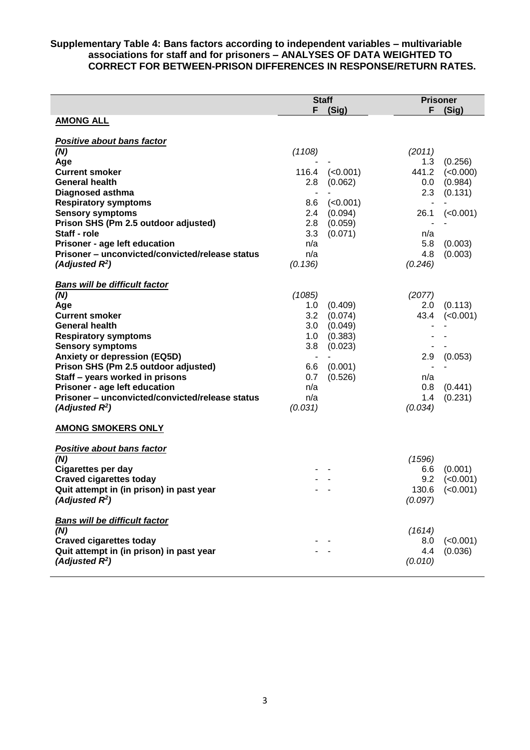**Supplementary Table 4: Bans factors according to independent variables – multivariable associations for staff and for prisoners – ANALYSES OF DATA WEIGHTED TO CORRECT FOR BETWEEN-PRISON DIFFERENCES IN RESPONSE/RETURN RATES.**

| | Staff | | Prisoner | |
|---|---|---|---|---|
| | F | (Sig) | F | (Sig) |
| **AMONG ALL** | | | | |
| ***Positive about bans factor*** | | | | |
| ***(N)*** | *(1108)* | | *(2011)* | |
| **Age** | - | - | 1.3 | (0.256) |
| **Current smoker** | 116.4 | (<0.001) | 441.2 | (<0.000) |
| **General health** | 2.8 | (0.062) | 0.0 | (0.984) |
| **Diagnosed asthma** | - | - | 2.3 | (0.131) |
| **Respiratory symptoms** | 8.6 | (<0.001) | - | - |
| **Sensory symptoms** | 2.4 | (0.094) | 26.1 | (<0.001) |
| **Prison SHS (Pm 2.5 outdoor adjusted)** | 2.8 | (0.059) | - | - |
| **Staff - role** | 3.3 | (0.071) | n/a | |
| **Prisoner - age left education** | n/a | | 5.8 | (0.003) |
| **Prisoner – unconvicted/convicted/release status** | n/a | | 4.8 | (0.003) |
| ***(Adjusted $R^2$)*** | *(0.136)* | | *(0.246)* | |
| ***Bans will be difficult factor*** | | | | |
| ***(N)*** | *(1085)* | | *(2077)* | |
| **Age** | 1.0 | (0.409) | 2.0 | (0.113) |
| **Current smoker** | 3.2 | (0.074) | 43.4 | (<0.001) |
| **General health** | 3.0 | (0.049) | - | - |
| **Respiratory symptoms** | 1.0 | (0.383) | - | - |
| **Sensory symptoms** | 3.8 | (0.023) | - | - |
| **Anxiety or depression (EQ5D)** | - | - | 2.9 | (0.053) |
| **Prison SHS (Pm 2.5 outdoor adjusted)** | 6.6 | (0.001) | - | - |
| **Staff – years worked in prisons** | 0.7 | (0.526) | n/a | |
| **Prisoner - age left education** | n/a | | 0.8 | (0.441) |
| **Prisoner – unconvicted/convicted/release status** | n/a | | 1.4 | (0.231) |
| ***(Adjusted $R^2$)*** | *(0.031)* | | *(0.034)* | |
| **AMONG SMOKERS ONLY** | | | | |
| ***Positive about bans factor*** | | | | |
| ***(N)*** | | | *(1596)* | |
| **Cigarettes per day** | - | - | 6.6 | (0.001) |
| **Craved cigarettes today** | - | - | 9.2 | (<0.001) |
| **Quit attempt in (in prison) in past year** | - | - | 130.6 | (<0.001) |
| ***(Adjusted $R^2$)*** | | | *(0.097)* | |
| ***Bans will be difficult factor*** | | | | |
| ***(N)*** | | | *(1614)* | |
| **Craved cigarettes today** | - | - | 8.0 | (<0.001) |
| **Quit attempt in (in prison) in past year** | - | - | 4.4 | (0.036) |
| ***(Adjusted $R^2$)*** | | | *(0.010)* | |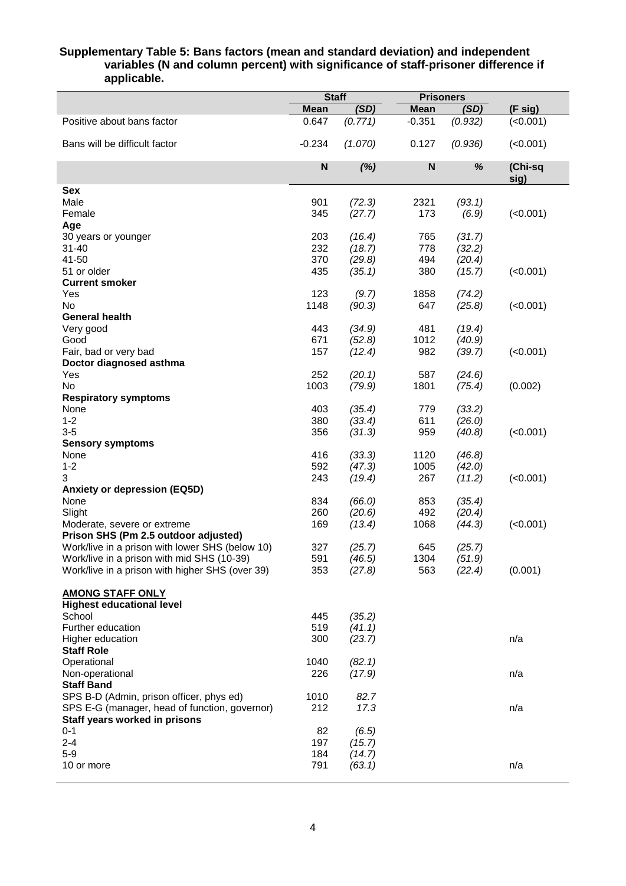**Supplementary Table 5: Bans factors (mean and standard deviation) and independent variables (N and column percent) with significance of staff-prisoner difference if applicable.**

| | Staff | | Prisoners | | |
|---|---|---|---|---|---|
| | Mean | *(SD)* | Mean | *(SD)* | (F sig) |
| Positive about bans factor | 0.647 | *(0.771)* | -0.351 | *(0.932)* | (<0.001) |
| Bans will be difficult factor | -0.234 | *(1.070)* | 0.127 | *(0.936)* | (<0.001) |
| | **N** | ***(%)*** | **N** | ***%*** | **(Chi-sq sig)** |
| **Sex** | | | | | |
| Male | 901 | *(72.3)* | 2321 | *(93.1)* | |
| Female | 345 | *(27.7)* | 173 | *(6.9)* | (<0.001) |
| **Age** | | | | | |
| 30 years or younger | 203 | *(16.4)* | 765 | *(31.7)* | |
| 31-40 | 232 | *(18.7)* | 778 | *(32.2)* | |
| 41-50 | 370 | *(29.8)* | 494 | *(20.4)* | |
| 51 or older | 435 | *(35.1)* | 380 | *(15.7)* | (<0.001) |
| **Current smoker** | | | | | |
| Yes | 123 | *(9.7)* | 1858 | *(74.2)* | |
| No | 1148 | *(90.3)* | 647 | *(25.8)* | (<0.001) |
| **General health** | | | | | |
| Very good | 443 | *(34.9)* | 481 | *(19.4)* | |
| Good | 671 | *(52.8)* | 1012 | *(40.9)* | |
| Fair, bad or very bad | 157 | *(12.4)* | 982 | *(39.7)* | (<0.001) |
| **Doctor diagnosed asthma** | | | | | |
| Yes | 252 | *(20.1)* | 587 | *(24.6)* | |
| No | 1003 | *(79.9)* | 1801 | *(75.4)* | (0.002) |
| **Respiratory symptoms** | | | | | |
| None | 403 | *(35.4)* | 779 | *(33.2)* | |
| 1-2 | 380 | *(33.4)* | 611 | *(26.0)* | |
| 3-5 | 356 | *(31.3)* | 959 | *(40.8)* | (<0.001) |
| **Sensory symptoms** | | | | | |
| None | 416 | *(33.3)* | 1120 | *(46.8)* | |
| 1-2 | 592 | *(47.3)* | 1005 | *(42.0)* | |
| 3 | 243 | *(19.4)* | 267 | *(11.2)* | (<0.001) |
| **Anxiety or depression (EQ5D)** | | | | | |
| None | 834 | *(66.0)* | 853 | *(35.4)* | |
| Slight | 260 | *(20.6)* | 492 | *(20.4)* | |
| Moderate, severe or extreme | 169 | *(13.4)* | 1068 | *(44.3)* | (<0.001) |
| **Prison SHS (Pm 2.5 outdoor adjusted)** | | | | | |
| Work/live in a prison with lower SHS (below 10) | 327 | *(25.7)* | 645 | *(25.7)* | |
| Work/live in a prison with mid SHS (10-39) | 591 | *(46.5)* | 1304 | *(51.9)* | |
| Work/live in a prison with higher SHS (over 39) | 353 | *(27.8)* | 563 | *(22.4)* | (0.001) |
| **<u>AMONG STAFF ONLY</u>** | | | | | |
| **Highest educational level** | | | | | |
| School | 445 | *(35.2)* | | | |
| Further education | 519 | *(41.1)* | | | |
| Higher education | 300 | *(23.7)* | | | n/a |
| **Staff Role** | | | | | |
| Operational | 1040 | *(82.1)* | | | |
| Non-operational | 226 | *(17.9)* | | | n/a |
| **Staff Band** | | | | | |
| SPS B-D (Admin, prison officer, phys ed) | 1010 | *82.7* | | | |
| SPS E-G (manager, head of function, governor) | 212 | *17.3* | | | n/a |
| **Staff years worked in prisons** | | | | | |
| 0-1 | 82 | *(6.5)* | | | |
| 2-4 | 197 | *(15.7)* | | | |
| 5-9 | 184 | *(14.7)* | | | |
| 10 or more | 791 | *(63.1)* | | | n/a |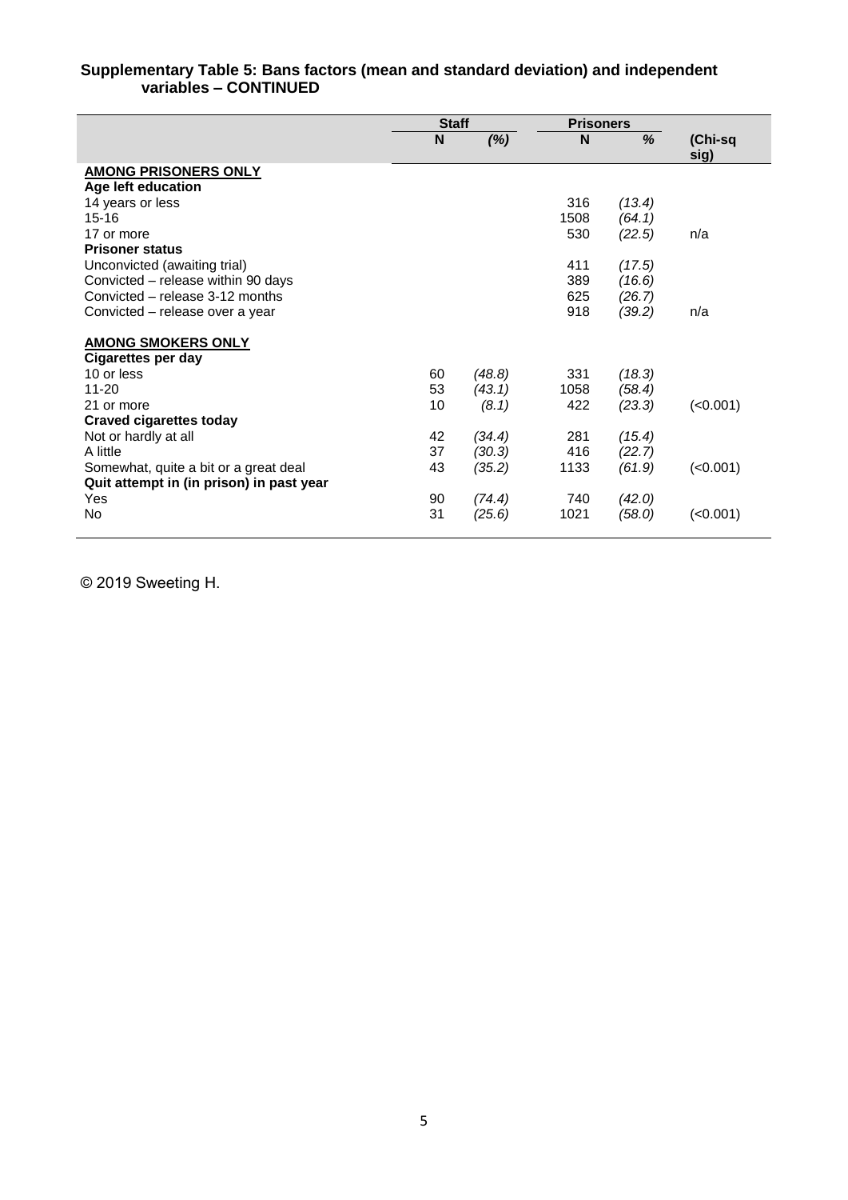**Supplementary Table 5: Bans factors (mean and standard deviation) and independent variables – CONTINUED**

| | Staff | | Prisoners | | |
|---|---|---|---|---|---|
| | N | (%) | N | % | (Chi-sq sig) |
| **AMONG PRISONERS ONLY** | | | | | |
| **Age left education** | | | | | |
| 14 years or less | | | 316 | *(13.4)* | |
| 15-16 | | | 1508 | *(64.1)* | |
| 17 or more | | | 530 | *(22.5)* | n/a |
| **Prisoner status** | | | | | |
| Unconvicted (awaiting trial) | | | 411 | *(17.5)* | |
| Convicted – release within 90 days | | | 389 | *(16.6)* | |
| Convicted – release 3-12 months | | | 625 | *(26.7)* | |
| Convicted – release over a year | | | 918 | *(39.2)* | n/a |
| **AMONG SMOKERS ONLY** | | | | | |
| **Cigarettes per day** | | | | | |
| 10 or less | 60 | *(48.8)* | 331 | *(18.3)* | |
| 11-20 | 53 | *(43.1)* | 1058 | *(58.4)* | |
| 21 or more | 10 | *(8.1)* | 422 | *(23.3)* | (<0.001) |
| **Craved cigarettes today** | | | | | |
| Not or hardly at all | 42 | *(34.4)* | 281 | *(15.4)* | |
| A little | 37 | *(30.3)* | 416 | *(22.7)* | |
| Somewhat, quite a bit or a great deal | 43 | *(35.2)* | 1133 | *(61.9)* | (<0.001) |
| **Quit attempt in (in prison) in past year** | | | | | |
| Yes | 90 | *(74.4)* | 740 | *(42.0)* | |
| No | 31 | *(25.6)* | 1021 | *(58.0)* | (<0.001) |

© 2019 Sweeting H.